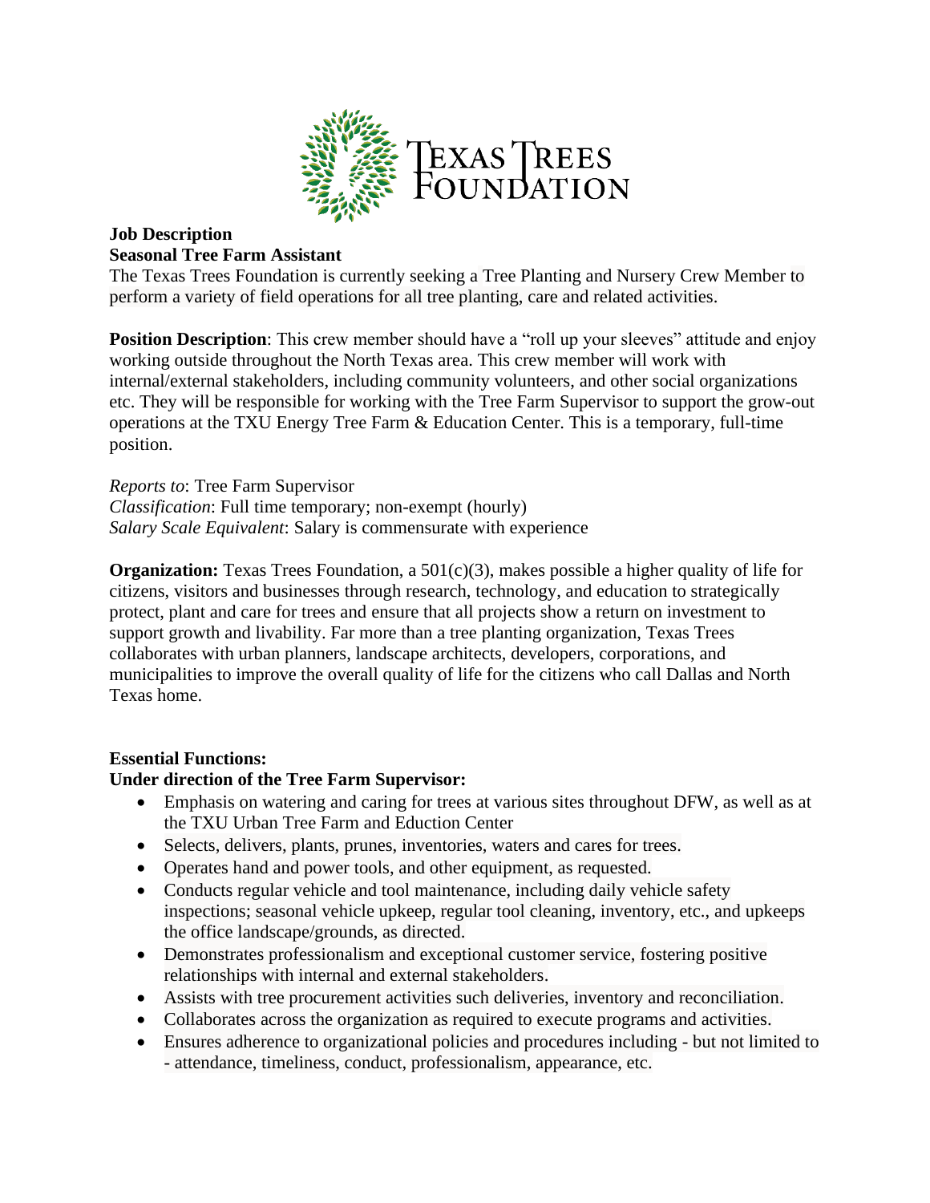TEXAS TREES FOUNDATION

**Job Description**
**Seasonal Tree Farm Assistant**

The Texas Trees Foundation is currently seeking a Tree Planting and Nursery Crew Member to perform a variety of field operations for all tree planting, care and related activities.

**Position Description**: This crew member should have a "roll up your sleeves" attitude and enjoy working outside throughout the North Texas area. This crew member will work with internal/external stakeholders, including community volunteers, and other social organizations etc. They will be responsible for working with the Tree Farm Supervisor to support the grow-out operations at the TXU Energy Tree Farm & Education Center. This is a temporary, full-time position.

*Reports to*: Tree Farm Supervisor
*Classification*: Full time temporary; non-exempt (hourly)
*Salary Scale Equivalent*: Salary is commensurate with experience

**Organization:** Texas Trees Foundation, a 501(c)(3), makes possible a higher quality of life for citizens, visitors and businesses through research, technology, and education to strategically protect, plant and care for trees and ensure that all projects show a return on investment to support growth and livability. Far more than a tree planting organization, Texas Trees collaborates with urban planners, landscape architects, developers, corporations, and municipalities to improve the overall quality of life for the citizens who call Dallas and North Texas home.

**Essential Functions:**
**Under direction of the Tree Farm Supervisor:**

- Emphasis on watering and caring for trees at various sites throughout DFW, as well as at the TXU Urban Tree Farm and Eduction Center
- Selects, delivers, plants, prunes, inventories, waters and cares for trees.
- Operates hand and power tools, and other equipment, as requested.
- Conducts regular vehicle and tool maintenance, including daily vehicle safety inspections; seasonal vehicle upkeep, regular tool cleaning, inventory, etc., and upkeeps the office landscape/grounds, as directed.
- Demonstrates professionalism and exceptional customer service, fostering positive relationships with internal and external stakeholders.
- Assists with tree procurement activities such deliveries, inventory and reconciliation.
- Collaborates across the organization as required to execute programs and activities.
- Ensures adherence to organizational policies and procedures including - but not limited to - attendance, timeliness, conduct, professionalism, appearance, etc.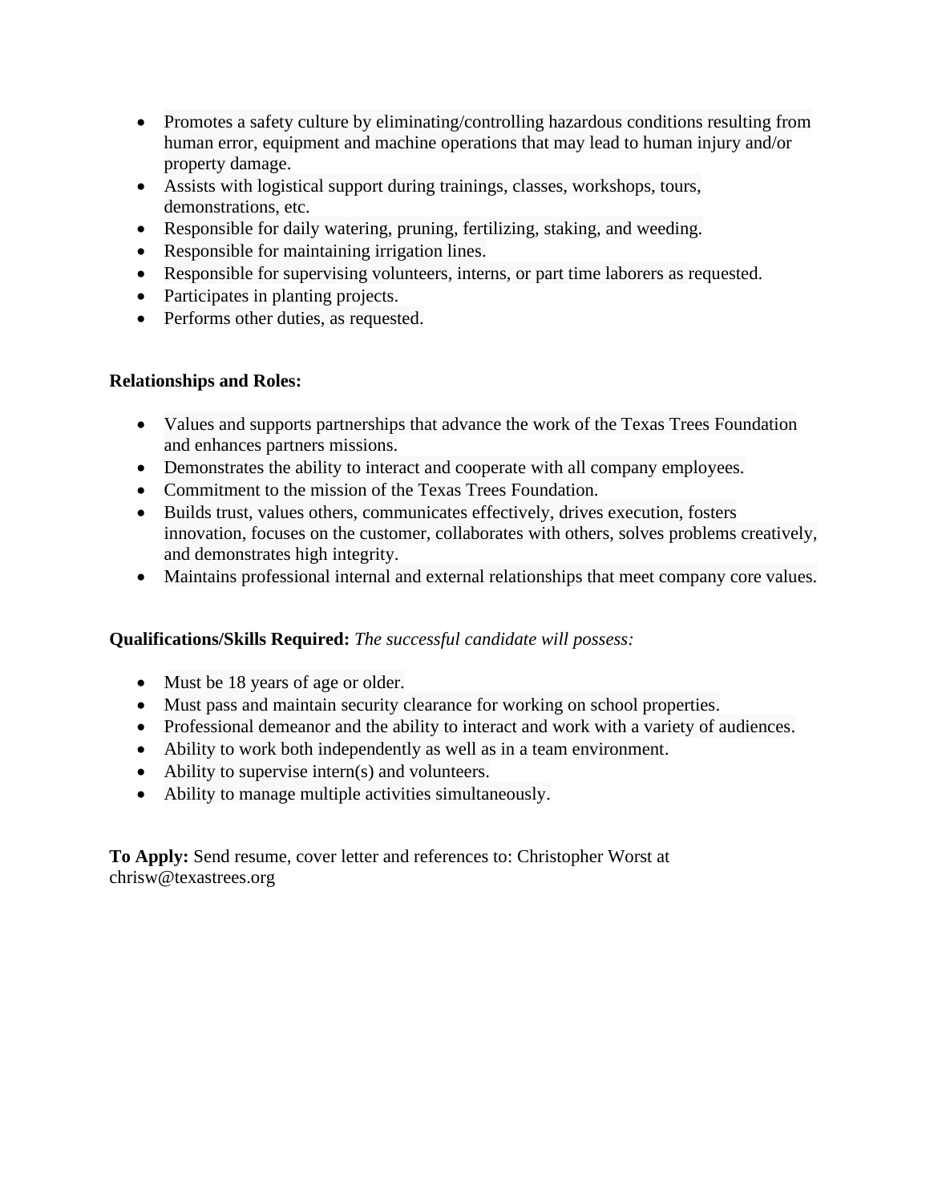- Promotes a safety culture by eliminating/controlling hazardous conditions resulting from human error, equipment and machine operations that may lead to human injury and/or property damage.
- Assists with logistical support during trainings, classes, workshops, tours, demonstrations, etc.
- Responsible for daily watering, pruning, fertilizing, staking, and weeding.
- Responsible for maintaining irrigation lines.
- Responsible for supervising volunteers, interns, or part time laborers as requested.
- Participates in planting projects.
- Performs other duties, as requested.

**Relationships and Roles:**

- Values and supports partnerships that advance the work of the Texas Trees Foundation and enhances partners missions.
- Demonstrates the ability to interact and cooperate with all company employees.
- Commitment to the mission of the Texas Trees Foundation.
- Builds trust, values others, communicates effectively, drives execution, fosters innovation, focuses on the customer, collaborates with others, solves problems creatively, and demonstrates high integrity.
- Maintains professional internal and external relationships that meet company core values.

**Qualifications/Skills Required:** *The successful candidate will possess:*

- Must be 18 years of age or older.
- Must pass and maintain security clearance for working on school properties.
- Professional demeanor and the ability to interact and work with a variety of audiences.
- Ability to work both independently as well as in a team environment.
- Ability to supervise intern(s) and volunteers.
- Ability to manage multiple activities simultaneously.

**To Apply:** Send resume, cover letter and references to: Christopher Worst at chrisw@texastrees.org